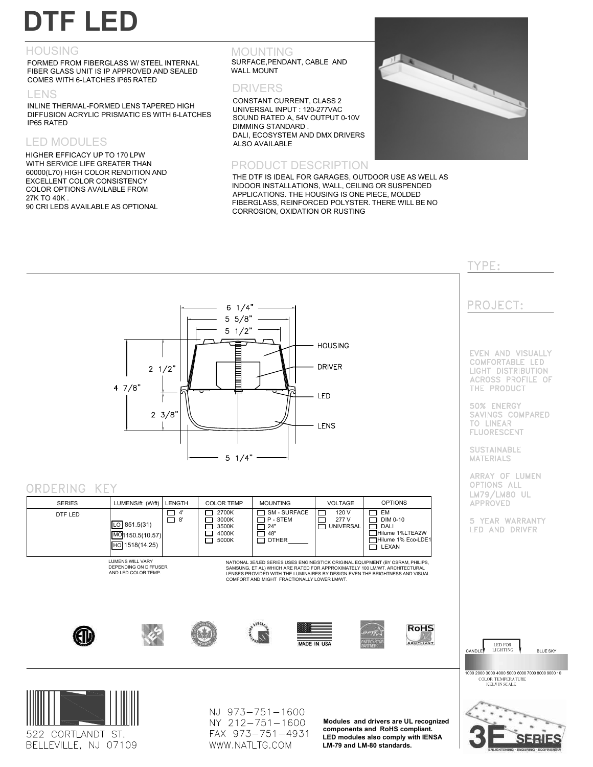# DTF LED

## HOUSING

FORMED FROM FIBERGLASS W/ STEEL INTERNAL FIBER GLASS UNIT IS IP APPROVED AND SEALED COMES WITH 6-LATCHES IP65 RATED

## LENS

INLINE THERMAL-FORMED LENS TAPERED HIGH DIFFUSION ACRYLIC PRISMATIC ES WITH 6-LATCHES IP65 RATED

## LED MODULES

HIGHER EFFICACY UP TO 170 LPW WITH SERVICE LIFE GREATER THAN 60000(L70) HIGH COLOR RENDITION AND EXCELLENT COLOR CONSISTENCY COLOR OPTIONS AVAILABLE FROM 27K TO 40K .
90 CRI LEDS AVAILABLE AS OPTIONAL

## MOUNTING

SURFACE,PENDANT, CABLE AND WALL MOUNT

## DRIVERS

CONSTANT CURRENT, CLASS 2
UNIVERSAL INPUT : 120-277VAC
SOUND RATED A, 54V OUTPUT 0-10V DIMMING STANDARD .
DALI, ECOSYSTEM AND DMX DRIVERS ALSO AVAILABLE

## PRODUCT DESCRIPTION

THE DTF IS IDEAL FOR GARAGES, OUTDOOR USE AS WELL AS INDOOR INSTALLATIONS, WALL, CEILING OR SUSPENDED APPLICATIONS. THE HOUSING IS ONE PIECE, MOLDED FIBERGLASS, REINFORCED POLYSTER. THERE WILL BE NO CORROSION, OXIDATION OR RUSTING

TYPE:

PROJECT:

EVEN AND VISUALLY COMFORTABLE LED LIGHT DISTRIBUTION ACROSS PROFILE OF THE PRODUCT

50% ENERGY SAVINGS COMPARED TO LINEAR FLUORESCENT

SUSTAINABLE MATERIALS

ARRAY OF LUMEN OPTIONS ALL LM79/LM80 UL APPROVED

5 YEAR WARRANTY LED AND DRIVER

6 1/4" · 5 5/8" · 5 1/2" · 4 7/8" · 2 1/2" · 2 3/8" · 5 1/4"

HOUSING · DRIVER · LED · LENS

## ORDERING KEY

| SERIES | LUMENS/ft (W/ft) | LENGTH | COLOR TEMP | MOUNTING | VOLTAGE | OPTIONS |
|---|---|---|---|---|---|---|
| DTF LED | LO 851.5(31)<br>MO 1150.5(10.57)<br>HO 1518(14.25) | ☐ 4'<br>☐ 8' | ☐ 2700K<br>☐ 3000K<br>☐ 3500K<br>☐ 4000K<br>☐ 5000K | ☐ SM - SURFACE<br>☐ P - STEM<br>☐ 24"<br>☐ 48"<br>☐ OTHER______ | ☐ 120 V<br>☐ 277 V<br>☐ UNIVERSAL | ☐ EM<br>☐ DIM 0-10<br>☐ DALI<br>☐ Hilume 1%LTEA2W<br>☐ Hilume 1% Eco-LDE1<br>☐ LEXAN |

LUMENS WILL VARY DEPENDING ON DIFFUSER AND LED COLOR TEMP.

NATIONAL 3E/LED SERIES USES ENGINE/STICK ORIGINAL EQUIPMENT (BY OSRAM, PHILIPS, SAMSUNG, ET AL) WHICH ARE RATED FOR APPROXIMATELY 100 LM/WT. ARCHITECTURAL LENSES PROVIDED WITH THE LUMINAIRES BY DESIGN EVEN THE BRIGHTNESS AND VISUAL COMFORT AND MIGHT FRACTIONALLY LOWER LM/WT.

MADE IN USA · RoHS COMPLIANT

CANDLE · LED FOR LIGHTING · BLUE SKY
1000 2000 3000 4000 5000 6000 7000 8000 9000 10
COLOR TEMPERATURE KELVIN SCALE

522 CORTLANDT ST.
BELLEVILLE, NJ 07109

NJ 973-751-1600
NY 212-751-1600
FAX 973-751-4931
WWW.NATLTG.COM

**Modules and drivers are UL recognized components and RoHS compliant. LED modules also comply with IENSA LM-79 and LM-80 standards.**

3E SERIES
ENLIGHTENING · ENDURING · ECOFRIENDLY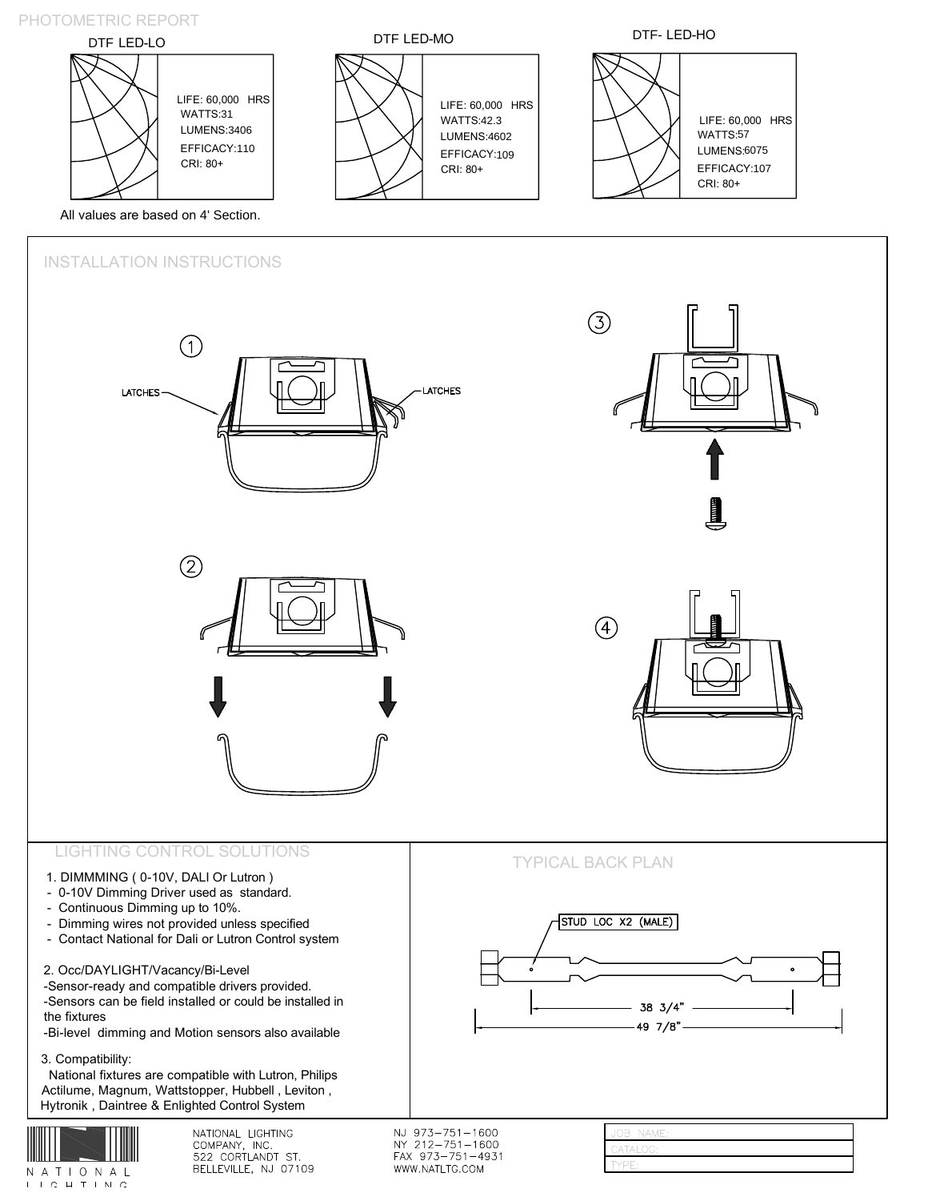## PHOTOMETRIC REPORT

**DTF LED-LO**

LIFE: 60,000 HRS
WATTS:31
LUMENS:3406
EFFICACY:110
CRI: 80+

**DTF LED-MO**

LIFE: 60,000 HRS
WATTS:42.3
LUMENS:4602
EFFICACY:109
CRI: 80+

**DTF- LED-HO**

LIFE: 60,000 HRS
WATTS:57
LUMENS:6075
EFFICACY:107
CRI: 80+

All values are based on 4' Section.

## INSTALLATION INSTRUCTIONS

1
LATCHES
LATCHES

2

3

4

## LIGHTING CONTROL SOLUTIONS

1. DIMMMING ( 0-10V, DALI Or Lutron )
- 0-10V Dimming Driver used as standard.
- Continuous Dimming up to 10%.
- Dimming wires not provided unless specified
- Contact National for Dali or Lutron Control system

2. Occ/DAYLIGHT/Vacancy/Bi-Level
- Sensor-ready and compatible drivers provided.
- Sensors can be field installed or could be installed in the fixtures
- Bi-level dimming and Motion sensors also available

3. Compatibility:
National fixtures are compatible with Lutron, Philips Actilume, Magnum, Wattstopper, Hubbell , Leviton , Hytronik , Daintree & Enlighted Control System

## TYPICAL BACK PLAN

STUD LOC X2 (MALE)
38 3/4"
49 7/8"

NATIONAL LIGHTING
COMPANY, INC.
522 CORTLANDT ST.
BELLEVILLE, NJ 07109

NJ 973-751-1600
NY 212-751-1600
FAX 973-751-4931
WWW.NATLTG.COM

| | |
|---|---|
| JOB NAME: | |
| CATALOG: | |
| TYPE: | |